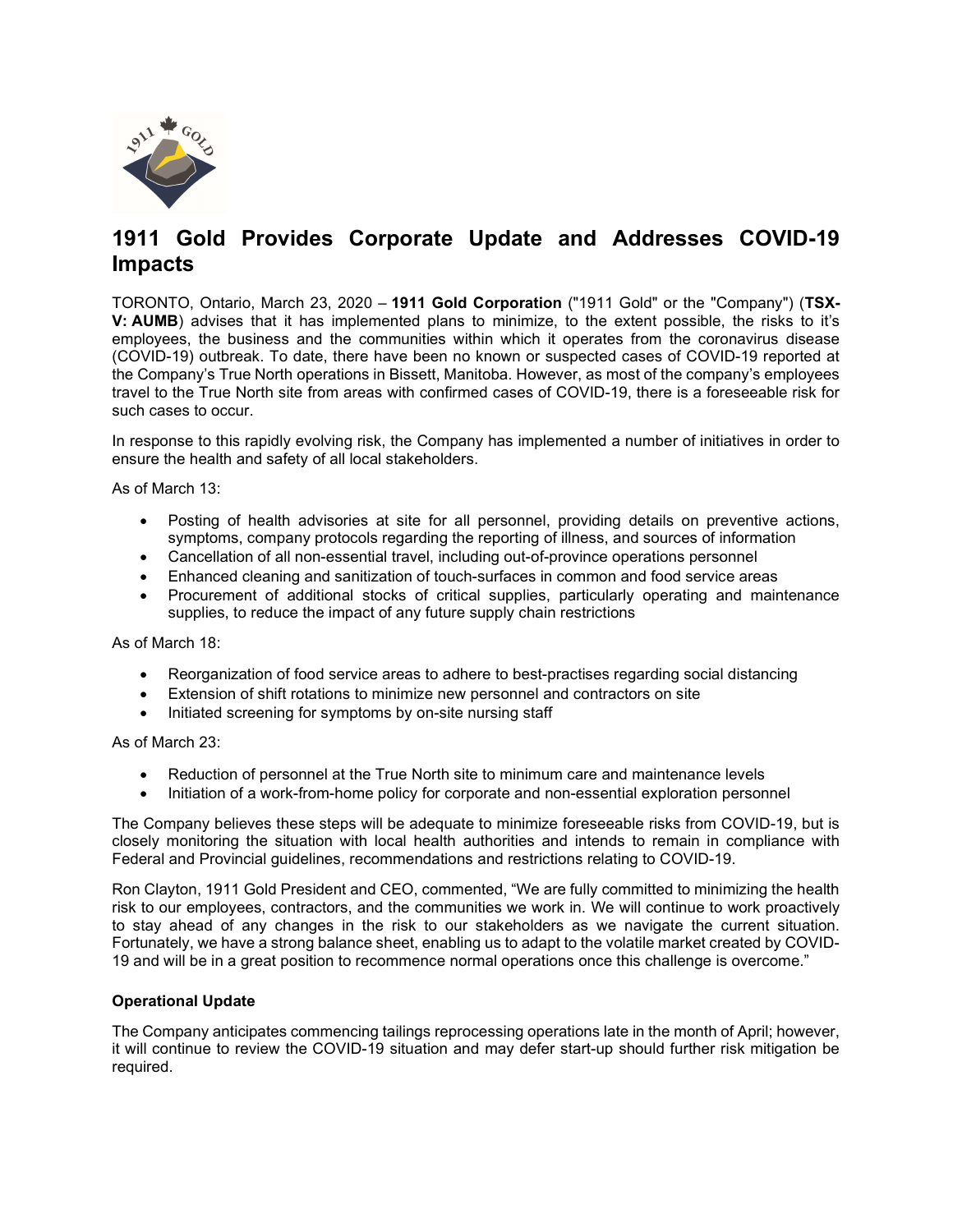# 1911 Gold Provides Corporate Update and Addresses COVID-19 Impacts

TORONTO, Ontario, March 23, 2020 – **1911 Gold Corporation** ("1911 Gold" or the "Company") (**TSX-V: AUMB**) advises that it has implemented plans to minimize, to the extent possible, the risks to it's employees, the business and the communities within which it operates from the coronavirus disease (COVID-19) outbreak. To date, there have been no known or suspected cases of COVID-19 reported at the Company's True North operations in Bissett, Manitoba. However, as most of the company's employees travel to the True North site from areas with confirmed cases of COVID-19, there is a foreseeable risk for such cases to occur.

In response to this rapidly evolving risk, the Company has implemented a number of initiatives in order to ensure the health and safety of all local stakeholders.

As of March 13:

- Posting of health advisories at site for all personnel, providing details on preventive actions, symptoms, company protocols regarding the reporting of illness, and sources of information
- Cancellation of all non-essential travel, including out-of-province operations personnel
- Enhanced cleaning and sanitization of touch-surfaces in common and food service areas
- Procurement of additional stocks of critical supplies, particularly operating and maintenance supplies, to reduce the impact of any future supply chain restrictions

As of March 18:

- Reorganization of food service areas to adhere to best-practises regarding social distancing
- Extension of shift rotations to minimize new personnel and contractors on site
- Initiated screening for symptoms by on-site nursing staff

As of March 23:

- Reduction of personnel at the True North site to minimum care and maintenance levels
- Initiation of a work-from-home policy for corporate and non-essential exploration personnel

The Company believes these steps will be adequate to minimize foreseeable risks from COVID-19, but is closely monitoring the situation with local health authorities and intends to remain in compliance with Federal and Provincial guidelines, recommendations and restrictions relating to COVID-19.

Ron Clayton, 1911 Gold President and CEO, commented, "We are fully committed to minimizing the health risk to our employees, contractors, and the communities we work in. We will continue to work proactively to stay ahead of any changes in the risk to our stakeholders as we navigate the current situation. Fortunately, we have a strong balance sheet, enabling us to adapt to the volatile market created by COVID-19 and will be in a great position to recommence normal operations once this challenge is overcome."

**Operational Update**

The Company anticipates commencing tailings reprocessing operations late in the month of April; however, it will continue to review the COVID-19 situation and may defer start-up should further risk mitigation be required.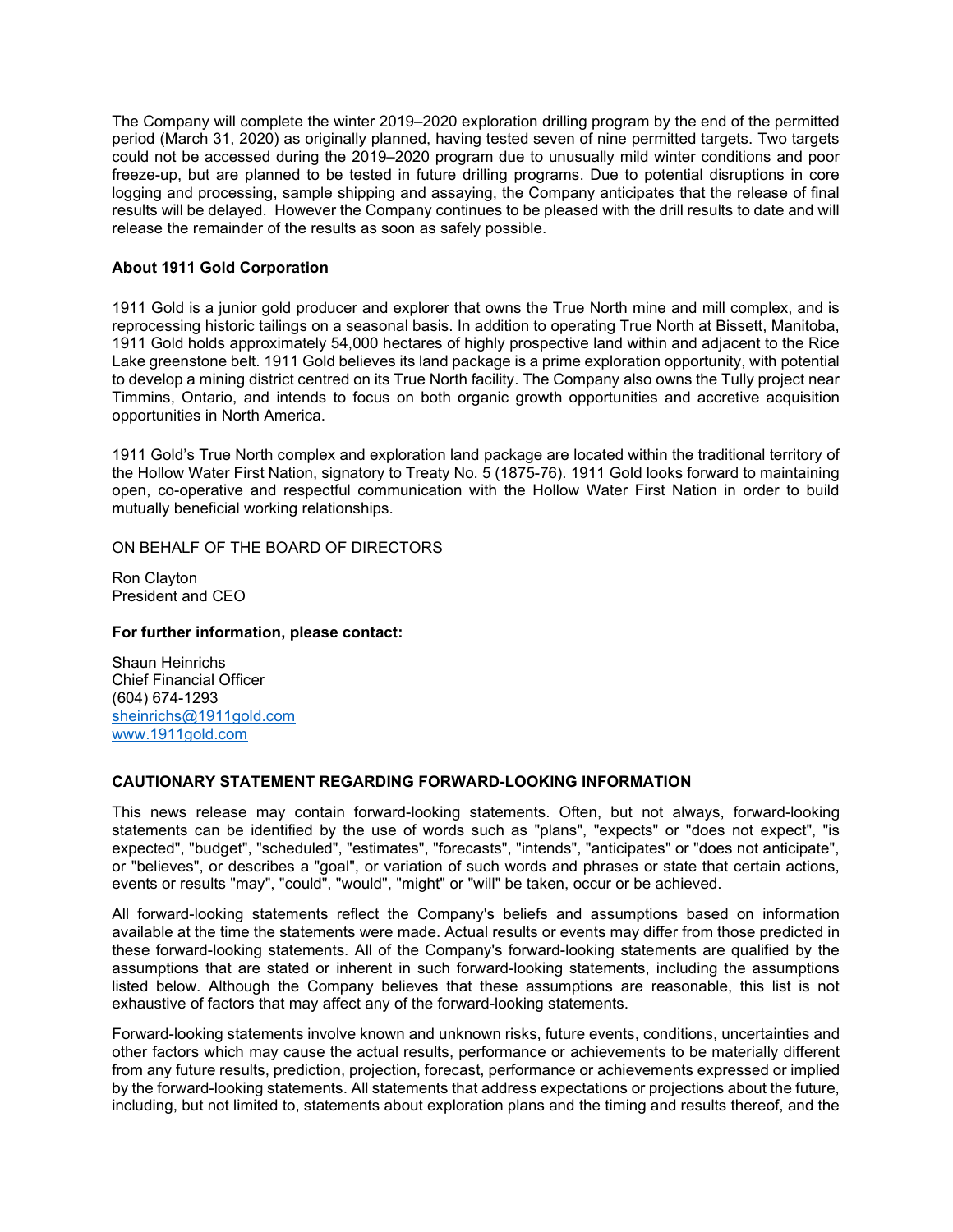The Company will complete the winter 2019–2020 exploration drilling program by the end of the permitted period (March 31, 2020) as originally planned, having tested seven of nine permitted targets. Two targets could not be accessed during the 2019–2020 program due to unusually mild winter conditions and poor freeze-up, but are planned to be tested in future drilling programs. Due to potential disruptions in core logging and processing, sample shipping and assaying, the Company anticipates that the release of final results will be delayed. However the Company continues to be pleased with the drill results to date and will release the remainder of the results as soon as safely possible.

**About 1911 Gold Corporation**

1911 Gold is a junior gold producer and explorer that owns the True North mine and mill complex, and is reprocessing historic tailings on a seasonal basis. In addition to operating True North at Bissett, Manitoba, 1911 Gold holds approximately 54,000 hectares of highly prospective land within and adjacent to the Rice Lake greenstone belt. 1911 Gold believes its land package is a prime exploration opportunity, with potential to develop a mining district centred on its True North facility. The Company also owns the Tully project near Timmins, Ontario, and intends to focus on both organic growth opportunities and accretive acquisition opportunities in North America.

1911 Gold's True North complex and exploration land package are located within the traditional territory of the Hollow Water First Nation, signatory to Treaty No. 5 (1875-76). 1911 Gold looks forward to maintaining open, co-operative and respectful communication with the Hollow Water First Nation in order to build mutually beneficial working relationships.

ON BEHALF OF THE BOARD OF DIRECTORS

Ron Clayton
President and CEO

**For further information, please contact:**

Shaun Heinrichs
Chief Financial Officer
(604) 674-1293
sheinrichs@1911gold.com
www.1911gold.com

**CAUTIONARY STATEMENT REGARDING FORWARD-LOOKING INFORMATION**

This news release may contain forward-looking statements. Often, but not always, forward-looking statements can be identified by the use of words such as "plans", "expects" or "does not expect", "is expected", "budget", "scheduled", "estimates", "forecasts", "intends", "anticipates" or "does not anticipate", or "believes", or describes a "goal", or variation of such words and phrases or state that certain actions, events or results "may", "could", "would", "might" or "will" be taken, occur or be achieved.

All forward-looking statements reflect the Company's beliefs and assumptions based on information available at the time the statements were made. Actual results or events may differ from those predicted in these forward-looking statements. All of the Company's forward-looking statements are qualified by the assumptions that are stated or inherent in such forward-looking statements, including the assumptions listed below. Although the Company believes that these assumptions are reasonable, this list is not exhaustive of factors that may affect any of the forward-looking statements.

Forward-looking statements involve known and unknown risks, future events, conditions, uncertainties and other factors which may cause the actual results, performance or achievements to be materially different from any future results, prediction, projection, forecast, performance or achievements expressed or implied by the forward-looking statements. All statements that address expectations or projections about the future, including, but not limited to, statements about exploration plans and the timing and results thereof, and the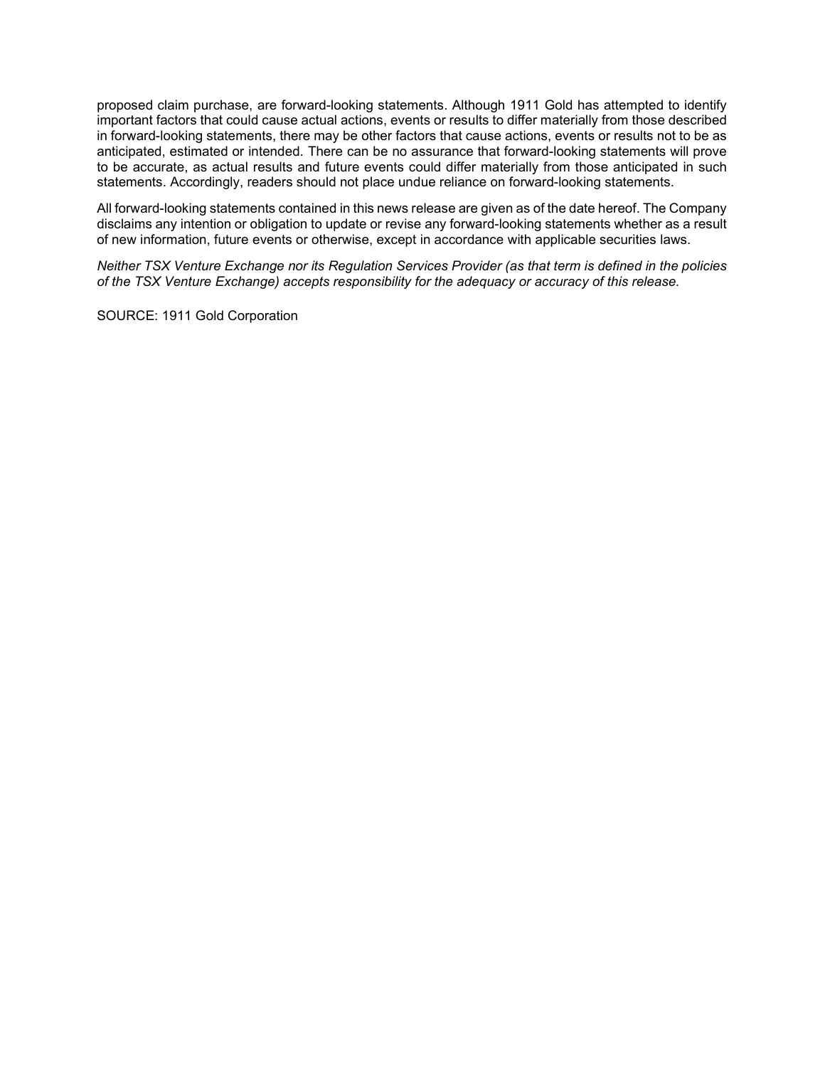proposed claim purchase, are forward-looking statements. Although 1911 Gold has attempted to identify important factors that could cause actual actions, events or results to differ materially from those described in forward-looking statements, there may be other factors that cause actions, events or results not to be as anticipated, estimated or intended. There can be no assurance that forward-looking statements will prove to be accurate, as actual results and future events could differ materially from those anticipated in such statements. Accordingly, readers should not place undue reliance on forward-looking statements.

All forward-looking statements contained in this news release are given as of the date hereof. The Company disclaims any intention or obligation to update or revise any forward-looking statements whether as a result of new information, future events or otherwise, except in accordance with applicable securities laws.

*Neither TSX Venture Exchange nor its Regulation Services Provider (as that term is defined in the policies of the TSX Venture Exchange) accepts responsibility for the adequacy or accuracy of this release.*

SOURCE: 1911 Gold Corporation